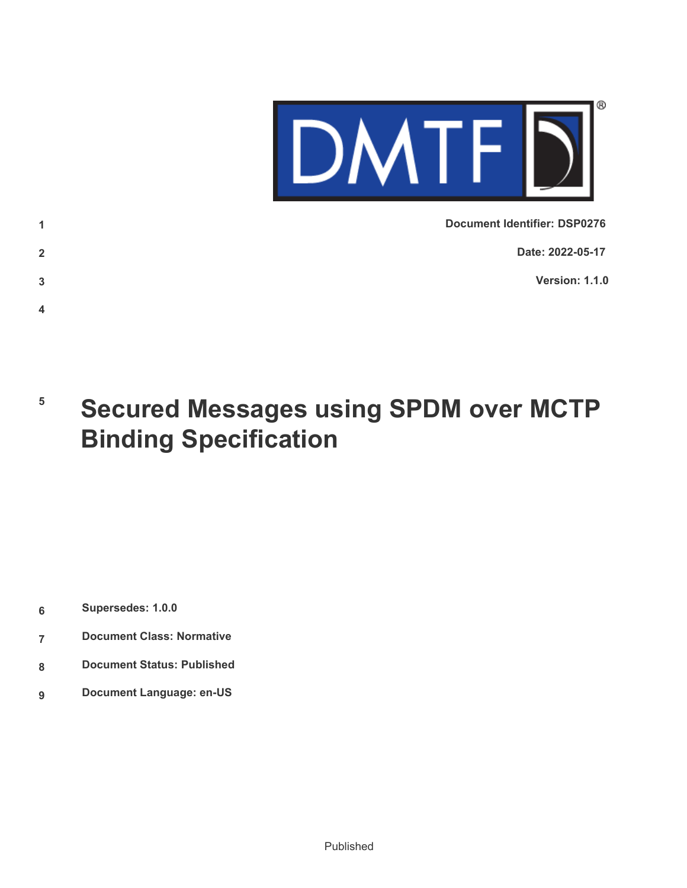Document Identifier: DSP0276

Date: 2022-05-17

Version: 1.1.0

# Secured Messages using SPDM over MCTP Binding Specification

**Supersedes: 1.0.0**

**Document Class: Normative**

**Document Status: Published**

**Document Language: en-US**

Published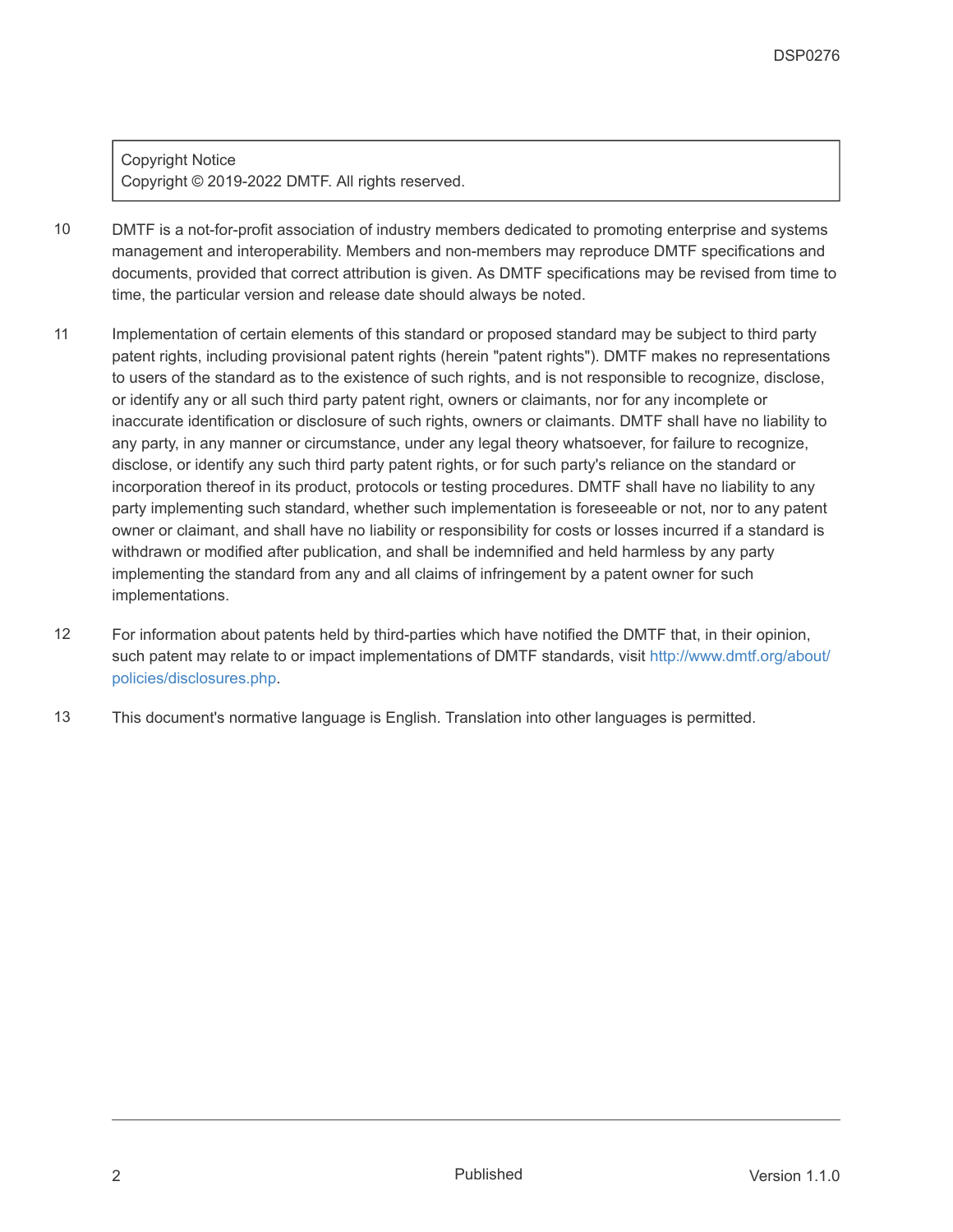Copyright Notice
Copyright © 2019-2022 DMTF. All rights reserved.

DMTF is a not-for-profit association of industry members dedicated to promoting enterprise and systems management and interoperability. Members and non-members may reproduce DMTF specifications and documents, provided that correct attribution is given. As DMTF specifications may be revised from time to time, the particular version and release date should always be noted.

Implementation of certain elements of this standard or proposed standard may be subject to third party patent rights, including provisional patent rights (herein "patent rights"). DMTF makes no representations to users of the standard as to the existence of such rights, and is not responsible to recognize, disclose, or identify any or all such third party patent right, owners or claimants, nor for any incomplete or inaccurate identification or disclosure of such rights, owners or claimants. DMTF shall have no liability to any party, in any manner or circumstance, under any legal theory whatsoever, for failure to recognize, disclose, or identify any such third party patent rights, or for such party's reliance on the standard or incorporation thereof in its product, protocols or testing procedures. DMTF shall have no liability to any party implementing such standard, whether such implementation is foreseeable or not, nor to any patent owner or claimant, and shall have no liability or responsibility for costs or losses incurred if a standard is withdrawn or modified after publication, and shall be indemnified and held harmless by any party implementing the standard from any and all claims of infringement by a patent owner for such implementations.

For information about patents held by third-parties which have notified the DMTF that, in their opinion, such patent may relate to or impact implementations of DMTF standards, visit http://www.dmtf.org/about/policies/disclosures.php.

This document's normative language is English. Translation into other languages is permitted.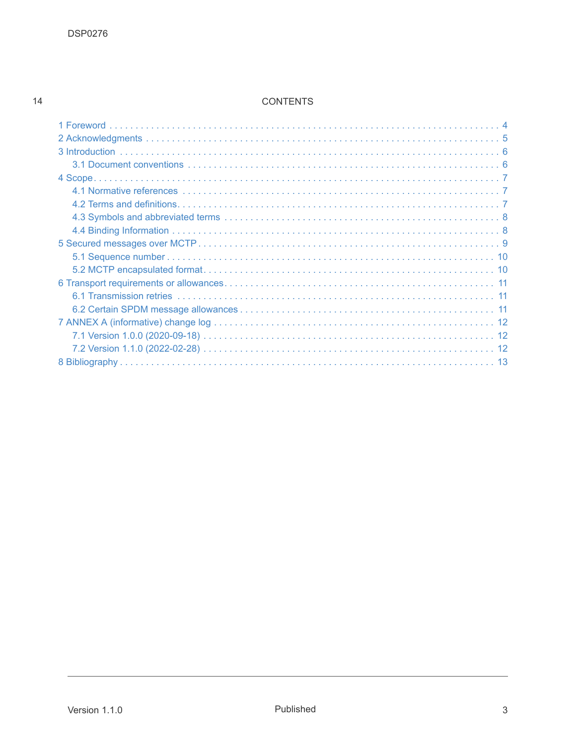CONTENTS

- 1 Foreword . . . . . 4
- 2 Acknowledgments . . . . . 5
- 3 Introduction . . . . . 6
  - 3.1 Document conventions . . . . . 6
- 4 Scope . . . . . 7
  - 4.1 Normative references . . . . . 7
  - 4.2 Terms and definitions . . . . . 7
  - 4.3 Symbols and abbreviated terms . . . . . 8
  - 4.4 Binding Information . . . . . 8
- 5 Secured messages over MCTP . . . . . 9
  - 5.1 Sequence number . . . . . 10
  - 5.2 MCTP encapsulated format . . . . . 10
- 6 Transport requirements or allowances . . . . . 11
  - 6.1 Transmission retries . . . . . 11
  - 6.2 Certain SPDM message allowances . . . . . 11
- 7 ANNEX A (informative) change log . . . . . 12
  - 7.1 Version 1.0.0 (2020-09-18) . . . . . 12
  - 7.2 Version 1.1.0 (2022-02-28) . . . . . 12
- 8 Bibliography . . . . . 13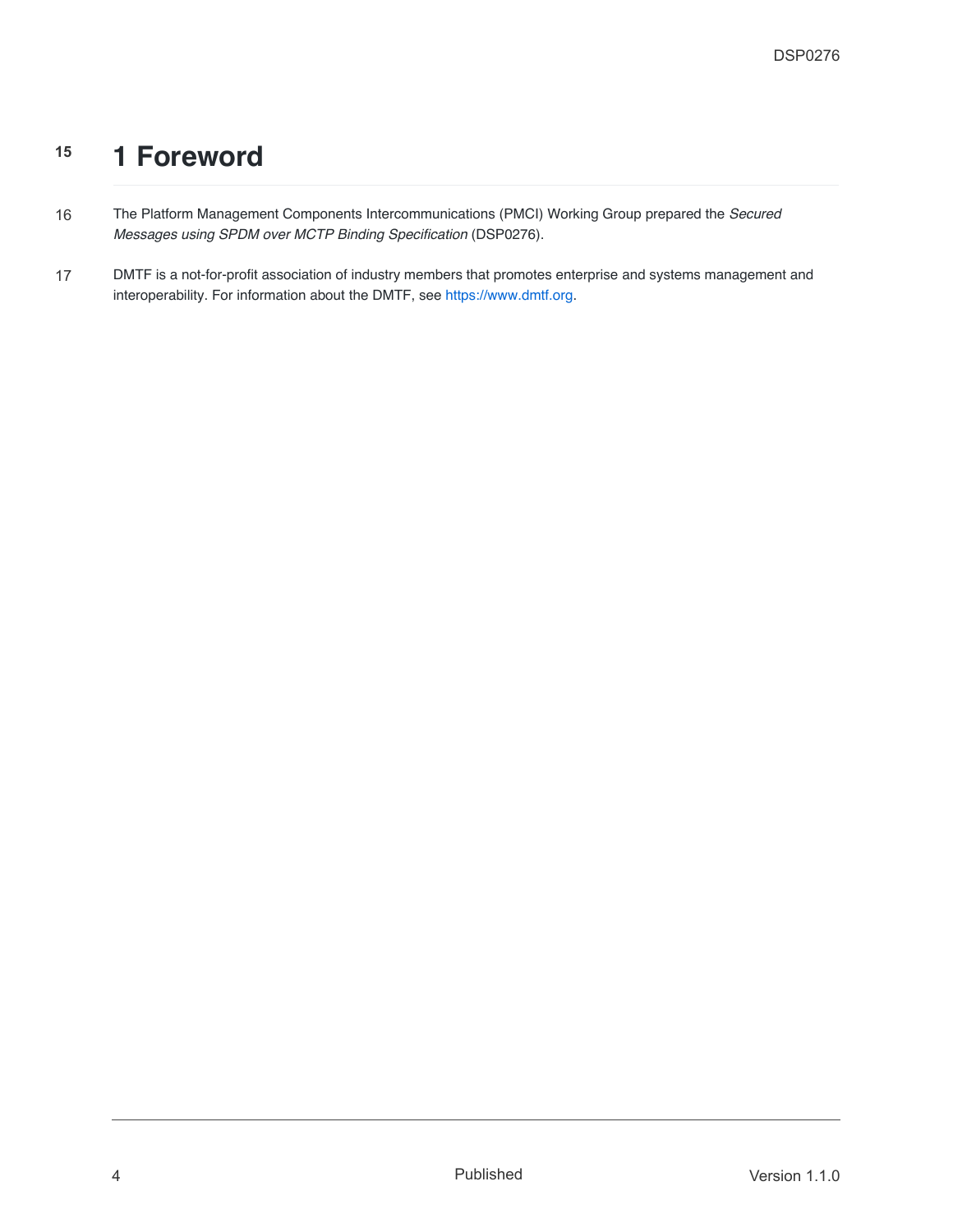# 1 Foreword

The Platform Management Components Intercommunications (PMCI) Working Group prepared the *Secured Messages using SPDM over MCTP Binding Specification* (DSP0276).

DMTF is a not-for-profit association of industry members that promotes enterprise and systems management and interoperability. For information about the DMTF, see https://www.dmtf.org.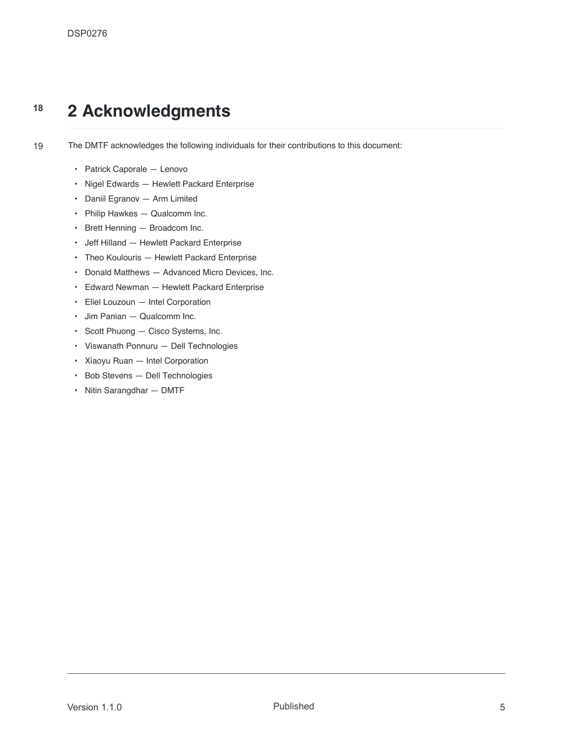## 2 Acknowledgments

The DMTF acknowledges the following individuals for their contributions to this document:

- Patrick Caporale — Lenovo
- Nigel Edwards — Hewlett Packard Enterprise
- Daniil Egranov — Arm Limited
- Philip Hawkes — Qualcomm Inc.
- Brett Henning — Broadcom Inc.
- Jeff Hilland — Hewlett Packard Enterprise
- Theo Koulouris — Hewlett Packard Enterprise
- Donald Matthews — Advanced Micro Devices, Inc.
- Edward Newman — Hewlett Packard Enterprise
- Eliel Louzoun — Intel Corporation
- Jim Panian — Qualcomm Inc.
- Scott Phuong — Cisco Systems, Inc.
- Viswanath Ponnuru — Dell Technologies
- Xiaoyu Ruan — Intel Corporation
- Bob Stevens — Dell Technologies
- Nitin Sarangdhar — DMTF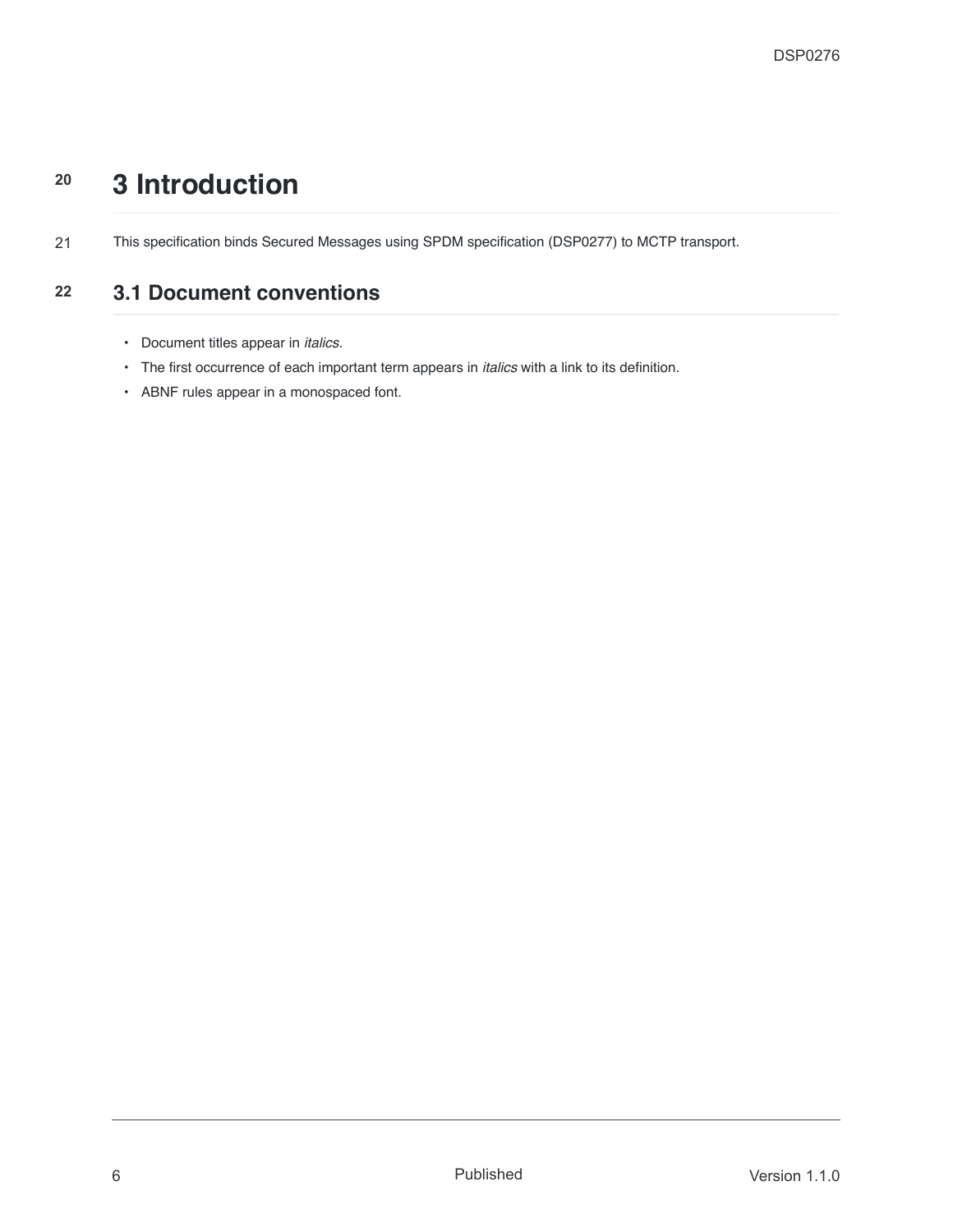# 3 Introduction

This specification binds Secured Messages using SPDM specification (DSP0277) to MCTP transport.

## 3.1 Document conventions

- Document titles appear in *italics*.
- The first occurrence of each important term appears in *italics* with a link to its definition.
- ABNF rules appear in a monospaced font.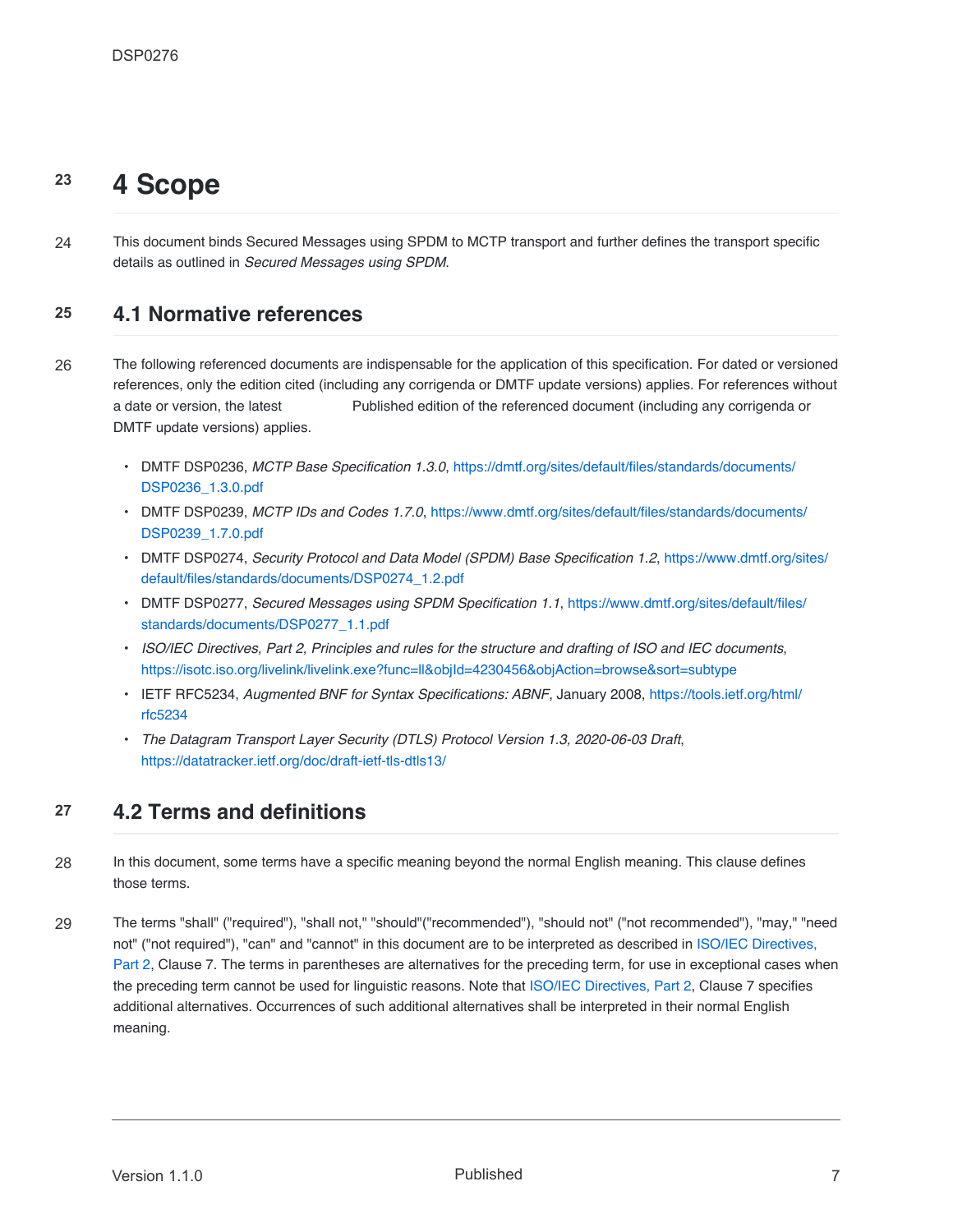# 4 Scope

This document binds Secured Messages using SPDM to MCTP transport and further defines the transport specific details as outlined in *Secured Messages using SPDM*.

## 4.1 Normative references

The following referenced documents are indispensable for the application of this specification. For dated or versioned references, only the edition cited (including any corrigenda or DMTF update versions) applies. For references without a date or version, the latest Published edition of the referenced document (including any corrigenda or DMTF update versions) applies.

- DMTF DSP0236, *MCTP Base Specification 1.3.0*, https://dmtf.org/sites/default/files/standards/documents/DSP0236_1.3.0.pdf
- DMTF DSP0239, *MCTP IDs and Codes 1.7.0*, https://www.dmtf.org/sites/default/files/standards/documents/DSP0239_1.7.0.pdf
- DMTF DSP0274, *Security Protocol and Data Model (SPDM) Base Specification 1.2*, https://www.dmtf.org/sites/default/files/standards/documents/DSP0274_1.2.pdf
- DMTF DSP0277, *Secured Messages using SPDM Specification 1.1*, https://www.dmtf.org/sites/default/files/standards/documents/DSP0277_1.1.pdf
- *ISO/IEC Directives, Part 2, Principles and rules for the structure and drafting of ISO and IEC documents*, https://isotc.iso.org/livelink/livelink.exe?func=ll&objId=4230456&objAction=browse&sort=subtype
- IETF RFC5234, *Augmented BNF for Syntax Specifications: ABNF*, January 2008, https://tools.ietf.org/html/rfc5234
- *The Datagram Transport Layer Security (DTLS) Protocol Version 1.3, 2020-06-03 Draft*, https://datatracker.ietf.org/doc/draft-ietf-tls-dtls13/

## 4.2 Terms and definitions

In this document, some terms have a specific meaning beyond the normal English meaning. This clause defines those terms.

The terms "shall" ("required"), "shall not," "should"("recommended"), "should not" ("not recommended"), "may," "need not" ("not required"), "can" and "cannot" in this document are to be interpreted as described in ISO/IEC Directives, Part 2, Clause 7. The terms in parentheses are alternatives for the preceding term, for use in exceptional cases when the preceding term cannot be used for linguistic reasons. Note that ISO/IEC Directives, Part 2, Clause 7 specifies additional alternatives. Occurrences of such additional alternatives shall be interpreted in their normal English meaning.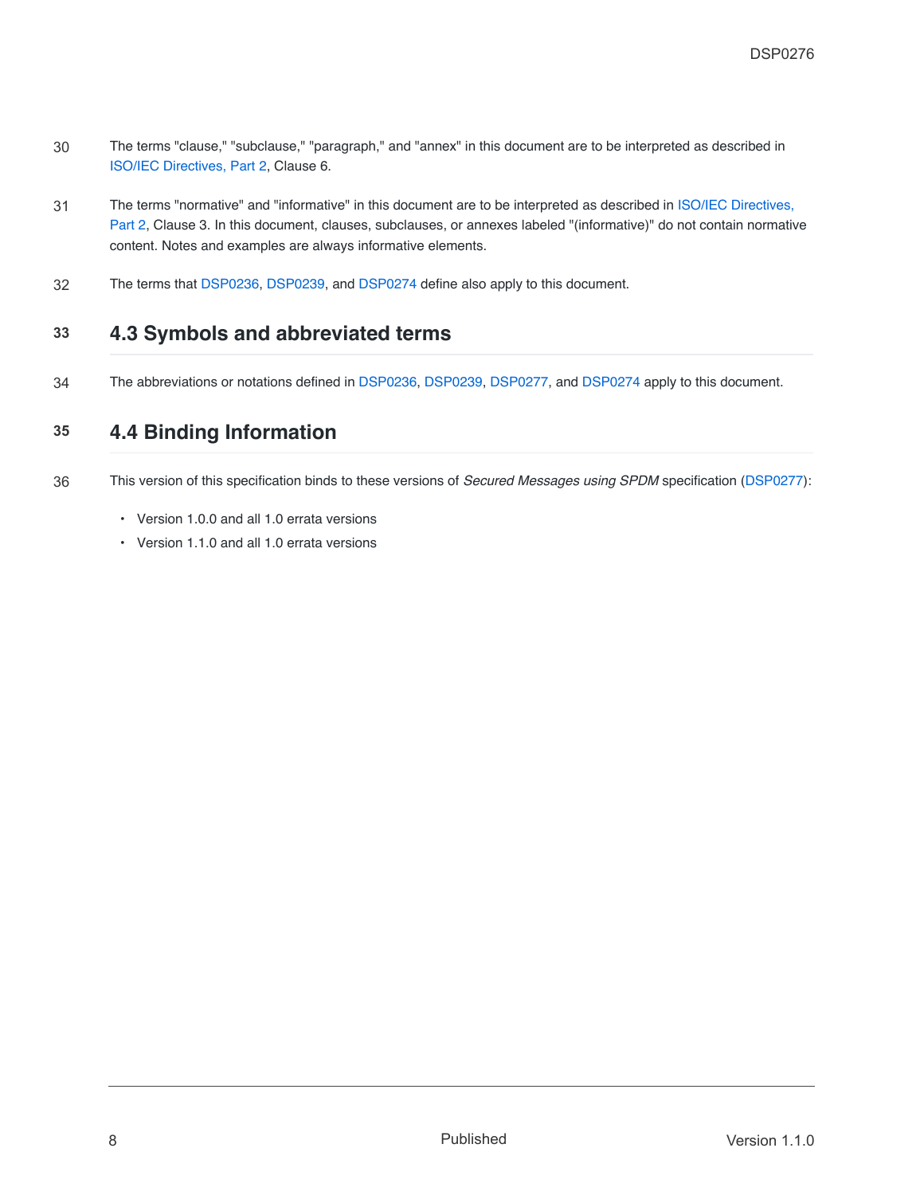The terms "clause," "subclause," "paragraph," and "annex" in this document are to be interpreted as described in ISO/IEC Directives, Part 2, Clause 6.

The terms "normative" and "informative" in this document are to be interpreted as described in ISO/IEC Directives, Part 2, Clause 3. In this document, clauses, subclauses, or annexes labeled "(informative)" do not contain normative content. Notes and examples are always informative elements.

The terms that DSP0236, DSP0239, and DSP0274 define also apply to this document.

## 4.3 Symbols and abbreviated terms

The abbreviations or notations defined in DSP0236, DSP0239, DSP0277, and DSP0274 apply to this document.

## 4.4 Binding Information

This version of this specification binds to these versions of *Secured Messages using SPDM* specification (DSP0277):

- Version 1.0.0 and all 1.0 errata versions
- Version 1.1.0 and all 1.0 errata versions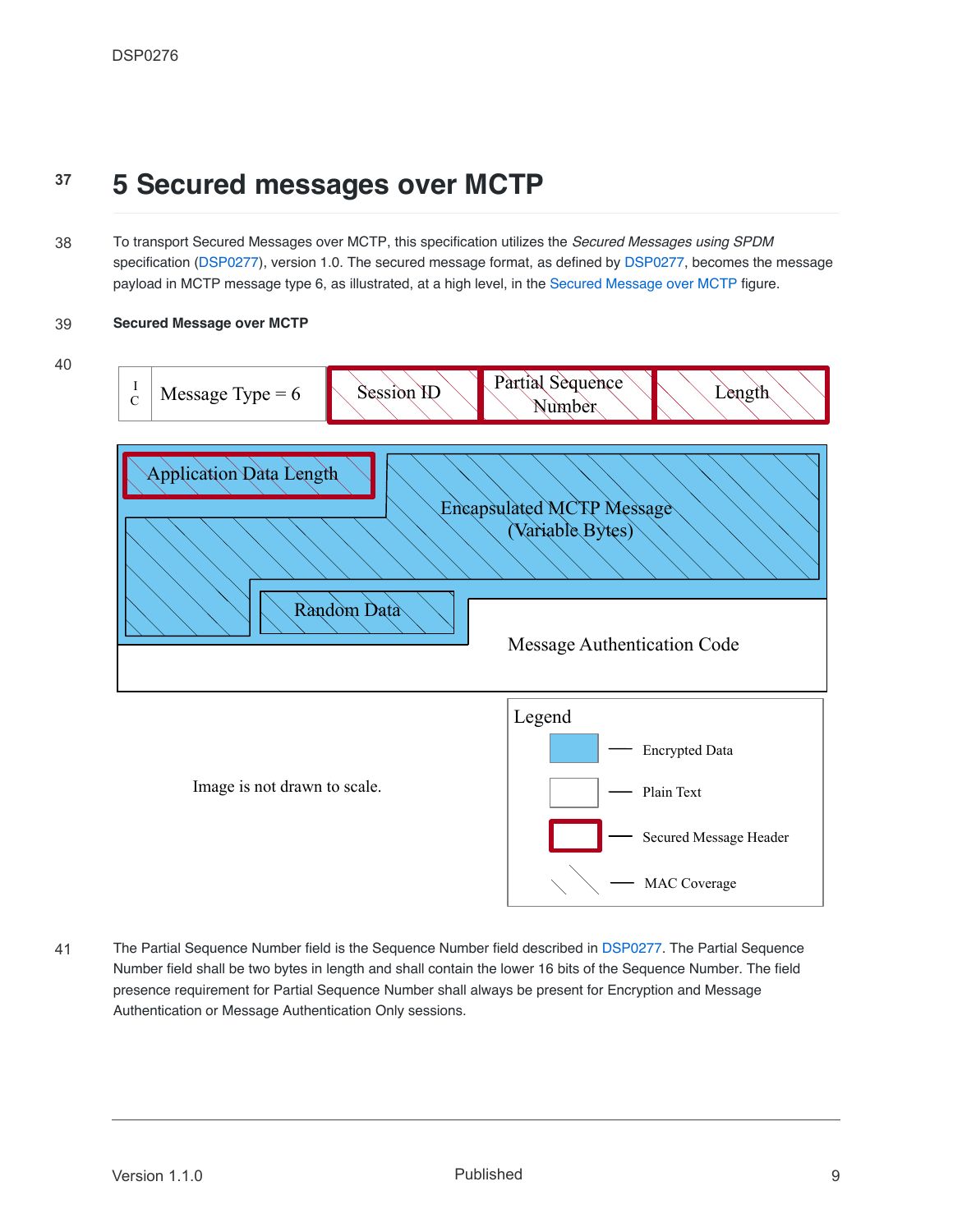# 5 Secured messages over MCTP

To transport Secured Messages over MCTP, this specification utilizes the *Secured Messages using SPDM* specification (DSP0277), version 1.0. The secured message format, as defined by DSP0277, becomes the message payload in MCTP message type 6, as illustrated, at a high level, in the Secured Message over MCTP figure.

**Secured Message over MCTP**

The Partial Sequence Number field is the Sequence Number field described in DSP0277. The Partial Sequence Number field shall be two bytes in length and shall contain the lower 16 bits of the Sequence Number. The field presence requirement for Partial Sequence Number shall always be present for Encryption and Message Authentication or Message Authentication Only sessions.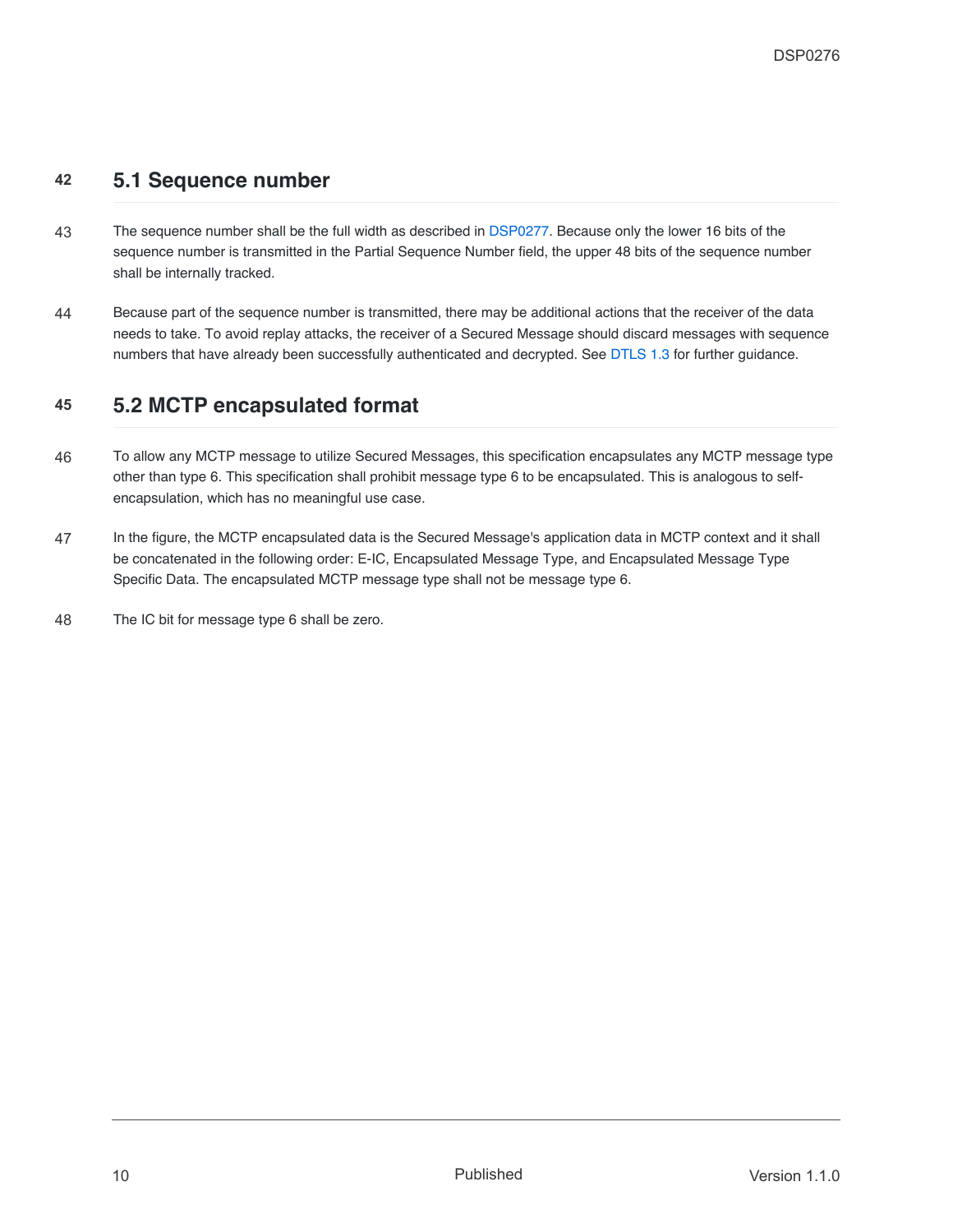## 5.1 Sequence number

The sequence number shall be the full width as described in DSP0277. Because only the lower 16 bits of the sequence number is transmitted in the Partial Sequence Number field, the upper 48 bits of the sequence number shall be internally tracked.

Because part of the sequence number is transmitted, there may be additional actions that the receiver of the data needs to take. To avoid replay attacks, the receiver of a Secured Message should discard messages with sequence numbers that have already been successfully authenticated and decrypted. See DTLS 1.3 for further guidance.

## 5.2 MCTP encapsulated format

To allow any MCTP message to utilize Secured Messages, this specification encapsulates any MCTP message type other than type 6. This specification shall prohibit message type 6 to be encapsulated. This is analogous to self-encapsulation, which has no meaningful use case.

In the figure, the MCTP encapsulated data is the Secured Message's application data in MCTP context and it shall be concatenated in the following order: E-IC, Encapsulated Message Type, and Encapsulated Message Type Specific Data. The encapsulated MCTP message type shall not be message type 6.

The IC bit for message type 6 shall be zero.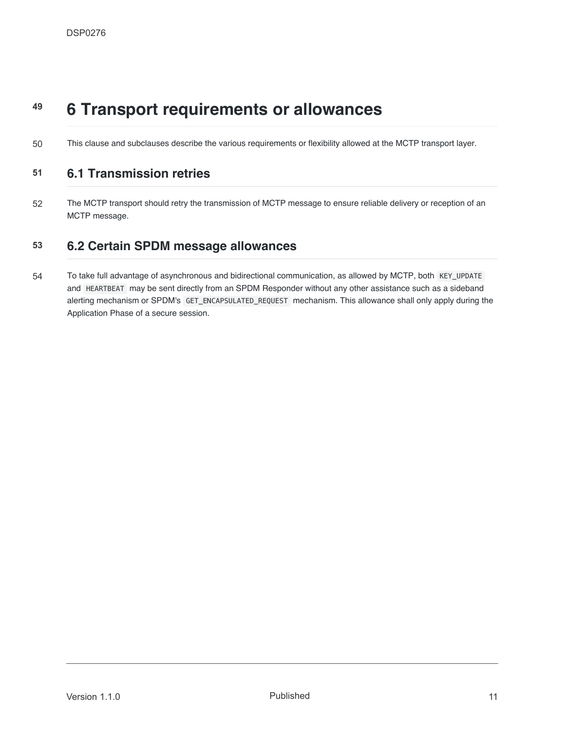# 6 Transport requirements or allowances

This clause and subclauses describe the various requirements or flexibility allowed at the MCTP transport layer.

## 6.1 Transmission retries

The MCTP transport should retry the transmission of MCTP message to ensure reliable delivery or reception of an MCTP message.

## 6.2 Certain SPDM message allowances

To take full advantage of asynchronous and bidirectional communication, as allowed by MCTP, both `KEY_UPDATE` and `HEARTBEAT` may be sent directly from an SPDM Responder without any other assistance such as a sideband alerting mechanism or SPDM's `GET_ENCAPSULATED_REQUEST` mechanism. This allowance shall only apply during the Application Phase of a secure session.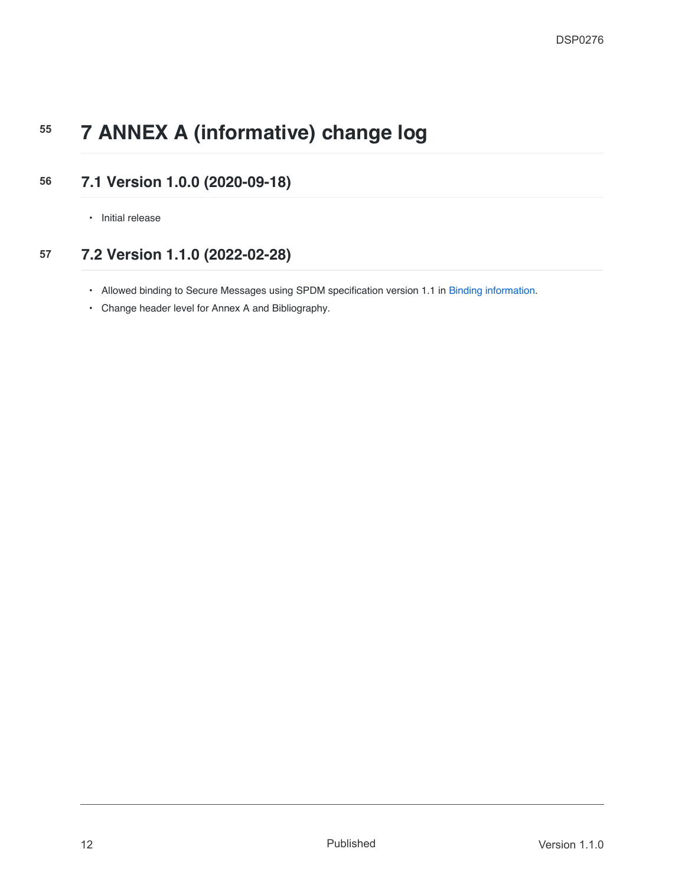# 7 ANNEX A (informative) change log

## 7.1 Version 1.0.0 (2020-09-18)

- Initial release

## 7.2 Version 1.1.0 (2022-02-28)

- Allowed binding to Secure Messages using SPDM specification version 1.1 in Binding information.
- Change header level for Annex A and Bibliography.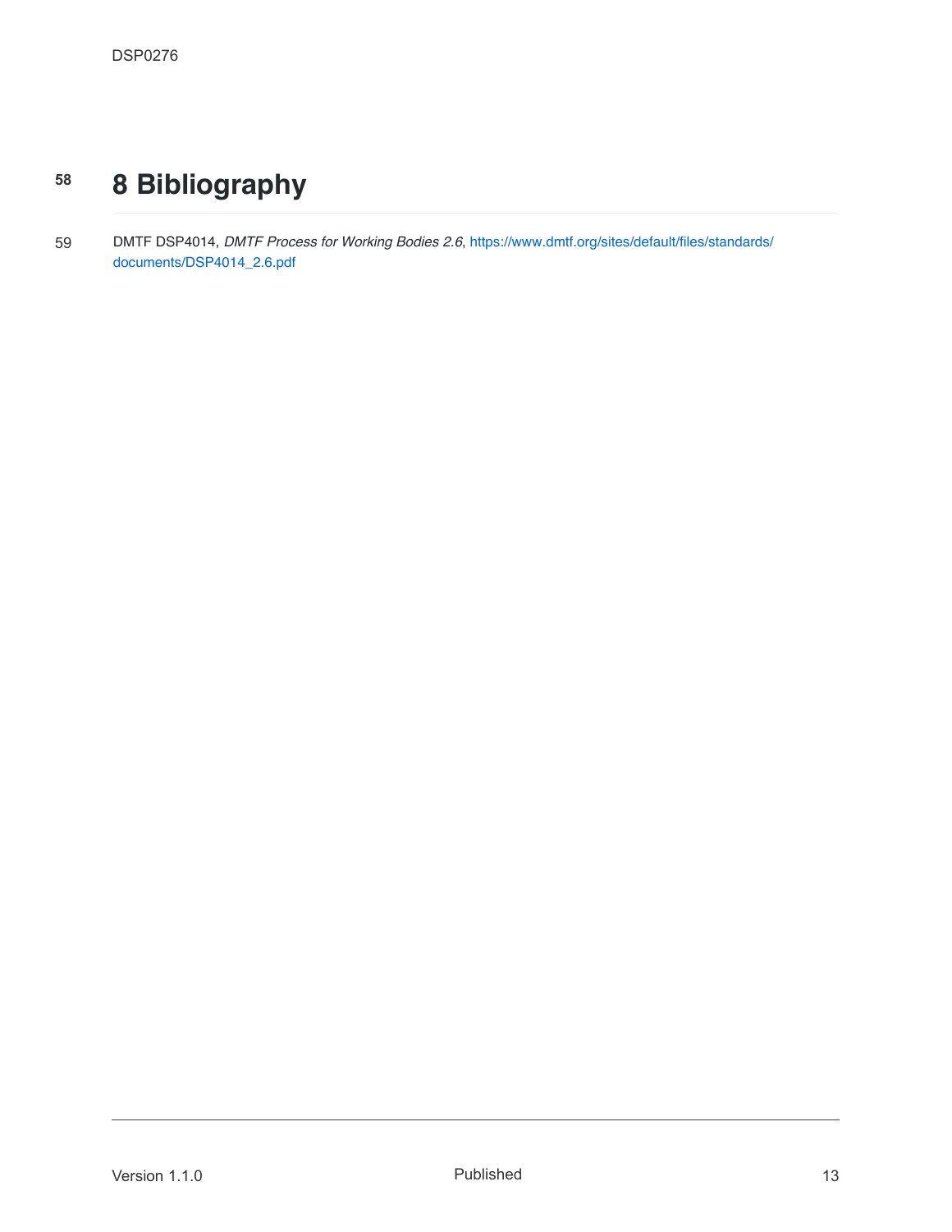# 8 Bibliography

DMTF DSP4014, *DMTF Process for Working Bodies 2.6*, https://www.dmtf.org/sites/default/files/standards/documents/DSP4014_2.6.pdf